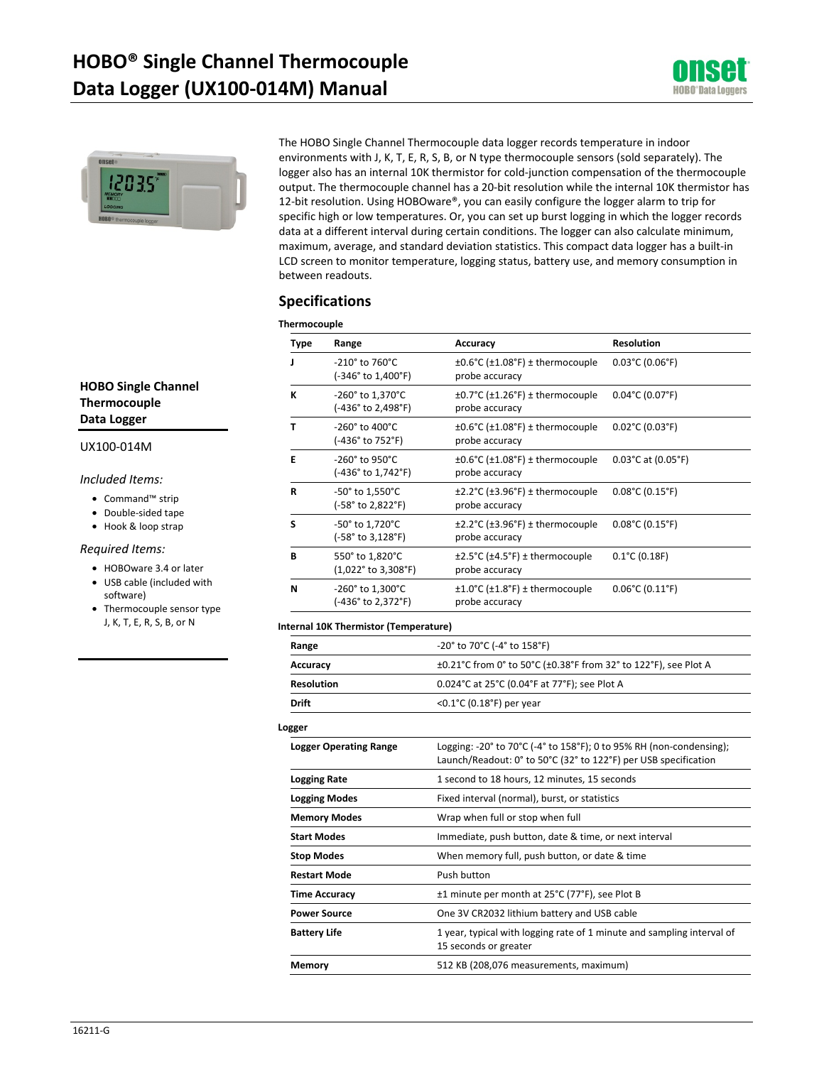# HOBO® Single Channel Thermocouple Data Logger (UX100-014M) Manual

### HOBO Single Channel Thermocouple Data Logger

UX100-014M

*Included Items:*

- Command™ strip
- Double-sided tape
- Hook & loop strap

*Required Items:*

- HOBOware 3.4 or later
- USB cable (included with software)
- Thermocouple sensor type J, K, T, E, R, S, B, or N

The HOBO Single Channel Thermocouple data logger records temperature in indoor environments with J, K, T, E, R, S, B, or N type thermocouple sensors (sold separately). The logger also has an internal 10K thermistor for cold-junction compensation of the thermocouple output. The thermocouple channel has a 20-bit resolution while the internal 10K thermistor has 12-bit resolution. Using HOBOware®, you can easily configure the logger alarm to trip for specific high or low temperatures. Or, you can set up burst logging in which the logger records data at a different interval during certain conditions. The logger can also calculate minimum, maximum, average, and standard deviation statistics. This compact data logger has a built-in LCD screen to monitor temperature, logging status, battery use, and memory consumption in between readouts.

## Specifications

**Thermocouple**

| Type | Range | Accuracy | Resolution |
|---|---|---|---|
| **J** | -210° to 760°C (-346° to 1,400°F) | ±0.6°C (±1.08°F) ± thermocouple probe accuracy | 0.03°C (0.06°F) |
| **K** | -260° to 1,370°C (-436° to 2,498°F) | ±0.7°C (±1.26°F) ± thermocouple probe accuracy | 0.04°C (0.07°F) |
| **T** | -260° to 400°C (-436° to 752°F) | ±0.6°C (±1.08°F) ± thermocouple probe accuracy | 0.02°C (0.03°F) |
| **E** | -260° to 950°C (-436° to 1,742°F) | ±0.6°C (±1.08°F) ± thermocouple probe accuracy | 0.03°C at (0.05°F) |
| **R** | -50° to 1,550°C (-58° to 2,822°F) | ±2.2°C (±3.96°F) ± thermocouple probe accuracy | 0.08°C (0.15°F) |
| **S** | -50° to 1,720°C (-58° to 3,128°F) | ±2.2°C (±3.96°F) ± thermocouple probe accuracy | 0.08°C (0.15°F) |
| **B** | 550° to 1,820°C (1,022° to 3,308°F) | ±2.5°C (±4.5°F) ± thermocouple probe accuracy | 0.1°C (0.18F) |
| **N** | -260° to 1,300°C (-436° to 2,372°F) | ±1.0°C (±1.8°F) ± thermocouple probe accuracy | 0.06°C (0.11°F) |

**Internal 10K Thermistor (Temperature)**

| | |
|---|---|
| **Range** | -20° to 70°C (-4° to 158°F) |
| **Accuracy** | ±0.21°C from 0° to 50°C (±0.38°F from 32° to 122°F), see Plot A |
| **Resolution** | 0.024°C at 25°C (0.04°F at 77°F); see Plot A |
| **Drift** | <0.1°C (0.18°F) per year |

**Logger**

| | |
|---|---|
| **Logger Operating Range** | Logging: -20° to 70°C (-4° to 158°F); 0 to 95% RH (non-condensing); Launch/Readout: 0° to 50°C (32° to 122°F) per USB specification |
| **Logging Rate** | 1 second to 18 hours, 12 minutes, 15 seconds |
| **Logging Modes** | Fixed interval (normal), burst, or statistics |
| **Memory Modes** | Wrap when full or stop when full |
| **Start Modes** | Immediate, push button, date & time, or next interval |
| **Stop Modes** | When memory full, push button, or date & time |
| **Restart Mode** | Push button |
| **Time Accuracy** | ±1 minute per month at 25°C (77°F), see Plot B |
| **Power Source** | One 3V CR2032 lithium battery and USB cable |
| **Battery Life** | 1 year, typical with logging rate of 1 minute and sampling interval of 15 seconds or greater |
| **Memory** | 512 KB (208,076 measurements, maximum) |

16211-G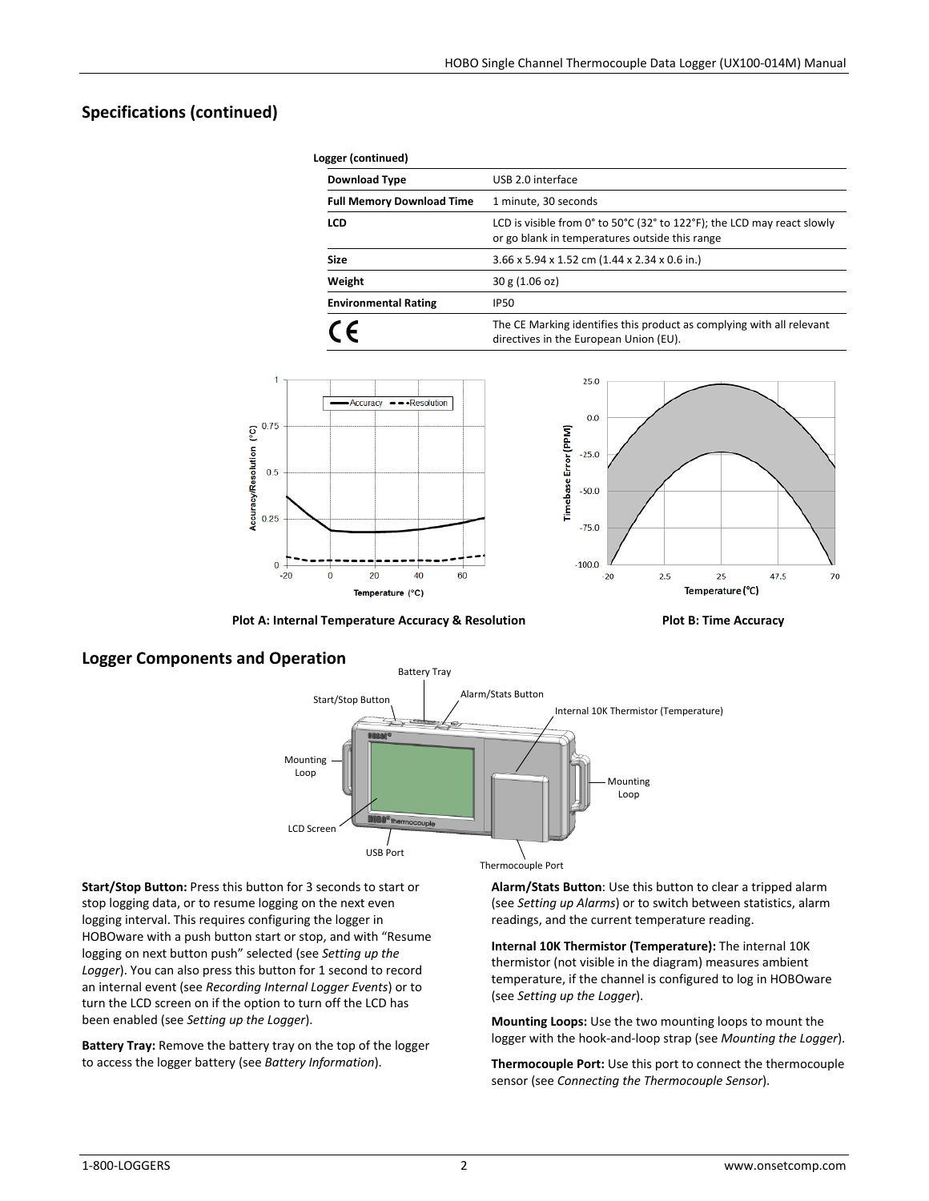## Specifications (continued)

| Logger (continued) | |
|---|---|
| **Download Type** | USB 2.0 interface |
| **Full Memory Download Time** | 1 minute, 30 seconds |
| **LCD** | LCD is visible from 0° to 50°C (32° to 122°F); the LCD may react slowly or go blank in temperatures outside this range |
| **Size** | 3.66 x 5.94 x 1.52 cm (1.44 x 2.34 x 0.6 in.) |
| **Weight** | 30 g (1.06 oz) |
| **Environmental Rating** | IP50 |
| CE | The CE Marking identifies this product as complying with all relevant directives in the European Union (EU). |

Accuracy
Resolution
Accuracy/Resolution (°C)
1
0.75
0.5
0.25
0
-20
0
20
40
60
Temperature (°C)

**Plot A: Internal Temperature Accuracy & Resolution**

Timebase Error (PPM)
25.0
0.0
-25.0
-50.0
-75.0
-100.0
-20
2.5
25
47.5
70
Temperature (°C)

**Plot B: Time Accuracy**

## Logger Components and Operation

Battery Tray
Start/Stop Button
Alarm/Stats Button
Internal 10K Thermistor (Temperature)
Mounting Loop
Mounting Loop
LCD Screen
USB Port
Thermocouple Port

**Start/Stop Button:** Press this button for 3 seconds to start or stop logging data, or to resume logging on the next even logging interval. This requires configuring the logger in HOBOware with a push button start or stop, and with "Resume logging on next button push" selected (see *Setting up the Logger*). You can also press this button for 1 second to record an internal event (see *Recording Internal Logger Events*) or to turn the LCD screen on if the option to turn off the LCD has been enabled (see *Setting up the Logger*).

**Battery Tray:** Remove the battery tray on the top of the logger to access the logger battery (see *Battery Information*).

**Alarm/Stats Button**: Use this button to clear a tripped alarm (see *Setting up Alarms*) or to switch between statistics, alarm readings, and the current temperature reading.

**Internal 10K Thermistor (Temperature):** The internal 10K thermistor (not visible in the diagram) measures ambient temperature, if the channel is configured to log in HOBOware (see *Setting up the Logger*).

**Mounting Loops:** Use the two mounting loops to mount the logger with the hook-and-loop strap (see *Mounting the Logger*).

**Thermocouple Port:** Use this port to connect the thermocouple sensor (see *Connecting the Thermocouple Sensor*).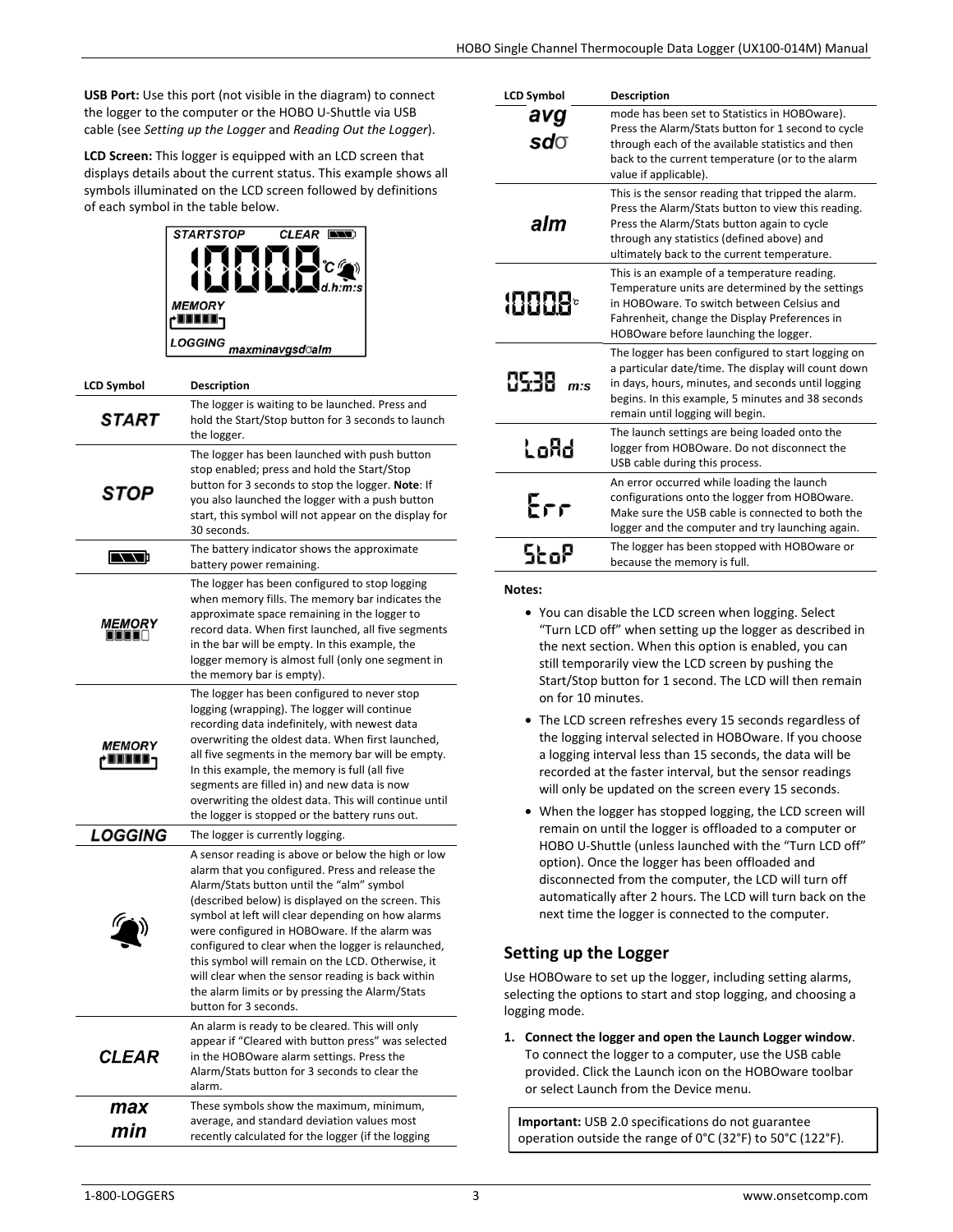**USB Port:** Use this port (not visible in the diagram) to connect the logger to the computer or the HOBO U-Shuttle via USB cable (see *Setting up the Logger* and *Reading Out the Logger*).

**LCD Screen:** This logger is equipped with an LCD screen that displays details about the current status. This example shows all symbols illuminated on the LCD screen followed by definitions of each symbol in the table below.

STARTSTOP CLEAR
1000.8 °C d.h:m:s
MEMORY
LOGGING maxminavgsdσalm

| LCD Symbol | Description |
|---|---|
| START | The logger is waiting to be launched. Press and hold the Start/Stop button for 3 seconds to launch the logger. |
| STOP | The logger has been launched with push button stop enabled; press and hold the Start/Stop button for 3 seconds to stop the logger. **Note**: If you also launched the logger with a push button start, this symbol will not appear on the display for 30 seconds. |
| (battery) | The battery indicator shows the approximate battery power remaining. |
| MEMORY (bar) | The logger has been configured to stop logging when memory fills. The memory bar indicates the approximate space remaining in the logger to record data. When first launched, all five segments in the bar will be empty. In this example, the logger memory is almost full (only one segment in the memory bar is empty). |
| MEMORY (wrapping bar) | The logger has been configured to never stop logging (wrapping). The logger will continue recording data indefinitely, with newest data overwriting the oldest data. When first launched, all five segments in the memory bar will be empty. In this example, the memory is full (all five segments are filled in) and new data is now overwriting the oldest data. This will continue until the logger is stopped or the battery runs out. |
| LOGGING | The logger is currently logging. |
| (alarm bell) | A sensor reading is above or below the high or low alarm that you configured. Press and release the Alarm/Stats button until the "alm" symbol (described below) is displayed on the screen. This symbol at left will clear depending on how alarms were configured in HOBOware. If the alarm was configured to clear when the logger is relaunched, this symbol will remain on the LCD. Otherwise, it will clear when the sensor reading is back within the alarm limits or by pressing the Alarm/Stats button for 3 seconds. |
| CLEAR | An alarm is ready to be cleared. This will only appear if "Cleared with button press" was selected in the HOBOware alarm settings. Press the Alarm/Stats button for 3 seconds to clear the alarm. |
| max min avg sdσ | These symbols show the maximum, minimum, average, and standard deviation values most recently calculated for the logger (if the logging mode has been set to Statistics in HOBOware). Press the Alarm/Stats button for 1 second to cycle through each of the available statistics and then back to the current temperature (or to the alarm value if applicable). |
| alm | This is the sensor reading that tripped the alarm. Press the Alarm/Stats button to view this reading. Press the Alarm/Stats button again to cycle through any statistics (defined above) and ultimately back to the current temperature. |
| 1000.8 °C | This is an example of a temperature reading. Temperature units are determined by the settings in HOBOware. To switch between Celsius and Fahrenheit, change the Display Preferences in HOBOware before launching the logger. |
| 05:38 m:s | The logger has been configured to start logging on a particular date/time. The display will count down in days, hours, minutes, and seconds until logging begins. In this example, 5 minutes and 38 seconds remain until logging will begin. |
| LoAd | The launch settings are being loaded onto the logger from HOBOware. Do not disconnect the USB cable during this process. |
| Err | An error occurred while loading the launch configurations onto the logger from HOBOware. Make sure the USB cable is connected to both the logger and the computer and try launching again. |
| StoP | The logger has been stopped with HOBOware or because the memory is full. |

**Notes:**

- You can disable the LCD screen when logging. Select "Turn LCD off" when setting up the logger as described in the next section. When this option is enabled, you can still temporarily view the LCD screen by pushing the Start/Stop button for 1 second. The LCD will then remain on for 10 minutes.
- The LCD screen refreshes every 15 seconds regardless of the logging interval selected in HOBOware. If you choose a logging interval less than 15 seconds, the data will be recorded at the faster interval, but the sensor readings will only be updated on the screen every 15 seconds.
- When the logger has stopped logging, the LCD screen will remain on until the logger is offloaded to a computer or HOBO U-Shuttle (unless launched with the "Turn LCD off" option). Once the logger has been offloaded and disconnected from the computer, the LCD will turn off automatically after 2 hours. The LCD will turn back on the next time the logger is connected to the computer.

## Setting up the Logger

Use HOBOware to set up the logger, including setting alarms, selecting the options to start and stop logging, and choosing a logging mode.

1. **Connect the logger and open the Launch Logger window**. To connect the logger to a computer, use the USB cable provided. Click the Launch icon on the HOBOware toolbar or select Launch from the Device menu.

**Important:** USB 2.0 specifications do not guarantee operation outside the range of 0°C (32°F) to 50°C (122°F).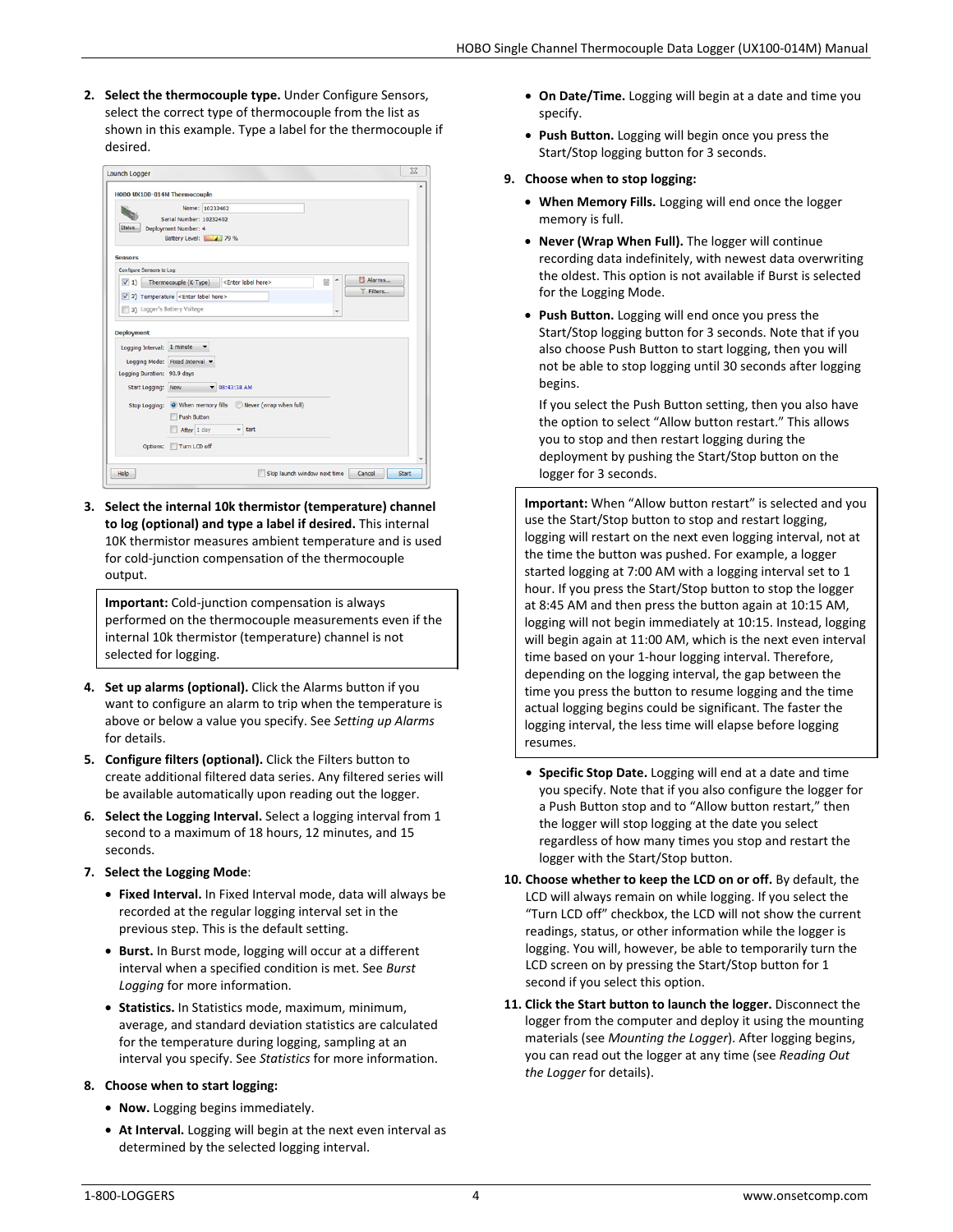2. **Select the thermocouple type.** Under Configure Sensors, select the correct type of thermocouple from the list as shown in this example. Type a label for the thermocouple if desired.

3. **Select the internal 10k thermistor (temperature) channel to log (optional) and type a label if desired.** This internal 10K thermistor measures ambient temperature and is used for cold-junction compensation of the thermocouple output.

> **Important:** Cold-junction compensation is always performed on the thermocouple measurements even if the internal 10k thermistor (temperature) channel is not selected for logging.

4. **Set up alarms (optional).** Click the Alarms button if you want to configure an alarm to trip when the temperature is above or below a value you specify. See *Setting up Alarms* for details.

5. **Configure filters (optional).** Click the Filters button to create additional filtered data series. Any filtered series will be available automatically upon reading out the logger.

6. **Select the Logging Interval.** Select a logging interval from 1 second to a maximum of 18 hours, 12 minutes, and 15 seconds.

7. **Select the Logging Mode**:
   - **Fixed Interval.** In Fixed Interval mode, data will always be recorded at the regular logging interval set in the previous step. This is the default setting.
   - **Burst.** In Burst mode, logging will occur at a different interval when a specified condition is met. See *Burst Logging* for more information.
   - **Statistics.** In Statistics mode, maximum, minimum, average, and standard deviation statistics are calculated for the temperature during logging, sampling at an interval you specify. See *Statistics* for more information.

8. **Choose when to start logging:**
   - **Now.** Logging begins immediately.
   - **At Interval.** Logging will begin at the next even interval as determined by the selected logging interval.
   - **On Date/Time.** Logging will begin at a date and time you specify.
   - **Push Button.** Logging will begin once you press the Start/Stop logging button for 3 seconds.

9. **Choose when to stop logging:**
   - **When Memory Fills.** Logging will end once the logger memory is full.
   - **Never (Wrap When Full).** The logger will continue recording data indefinitely, with newest data overwriting the oldest. This option is not available if Burst is selected for the Logging Mode.
   - **Push Button.** Logging will end once you press the Start/Stop logging button for 3 seconds. Note that if you also choose Push Button to start logging, then you will not be able to stop logging until 30 seconds after logging begins.

     If you select the Push Button setting, then you also have the option to select "Allow button restart." This allows you to stop and then restart logging during the deployment by pushing the Start/Stop button on the logger for 3 seconds.

> **Important:** When "Allow button restart" is selected and you use the Start/Stop button to stop and restart logging, logging will restart on the next even logging interval, not at the time the button was pushed. For example, a logger started logging at 7:00 AM with a logging interval set to 1 hour. If you press the Start/Stop button to stop the logger at 8:45 AM and then press the button again at 10:15 AM, logging will not begin immediately at 10:15. Instead, logging will begin again at 11:00 AM, which is the next even interval time based on your 1-hour logging interval. Therefore, depending on the logging interval, the gap between the time you press the button to resume logging and the time actual logging begins could be significant. The faster the logging interval, the less time will elapse before logging resumes.

   - **Specific Stop Date.** Logging will end at a date and time you specify. Note that if you also configure the logger for a Push Button stop and to "Allow button restart," then the logger will stop logging at the date you select regardless of how many times you stop and restart the logger with the Start/Stop button.

10. **Choose whether to keep the LCD on or off.** By default, the LCD will always remain on while logging. If you select the "Turn LCD off" checkbox, the LCD will not show the current readings, status, or other information while the logger is logging. You will, however, be able to temporarily turn the LCD screen on by pressing the Start/Stop button for 1 second if you select this option.

11. **Click the Start button to launch the logger.** Disconnect the logger from the computer and deploy it using the mounting materials (see *Mounting the Logger*). After logging begins, you can read out the logger at any time (see *Reading Out the Logger* for details).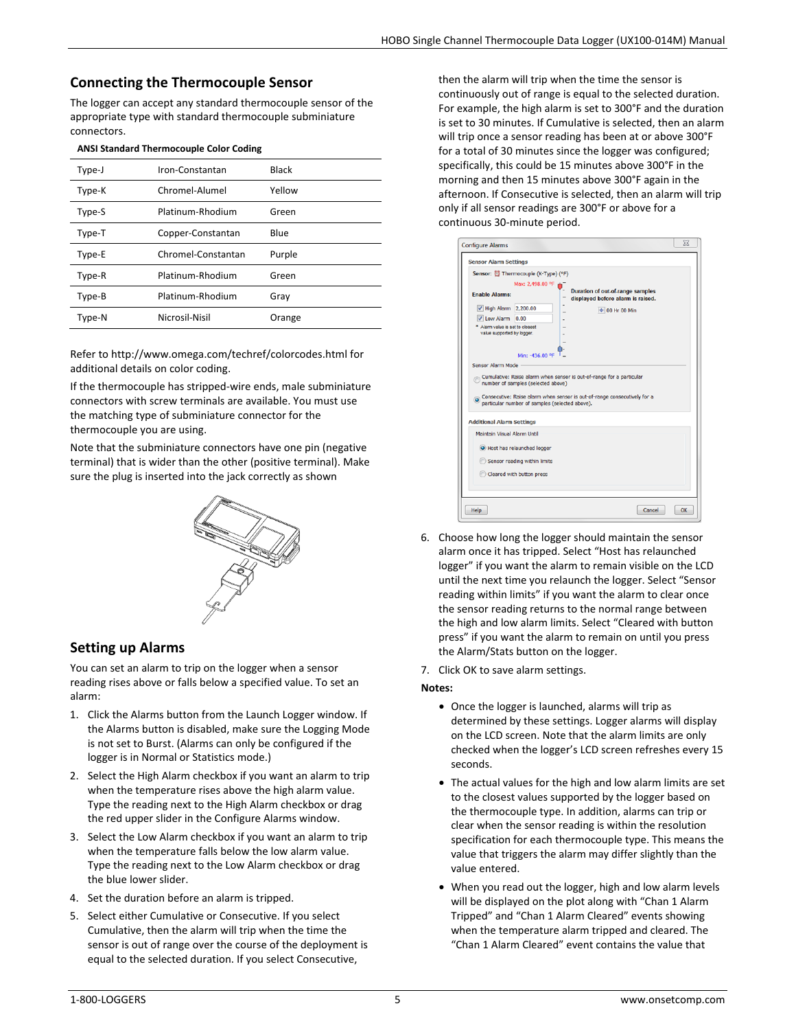## Connecting the Thermocouple Sensor

The logger can accept any standard thermocouple sensor of the appropriate type with standard thermocouple subminiature connectors.

**ANSI Standard Thermocouple Color Coding**

| | | |
|---|---|---|
| Type-J | Iron-Constantan | Black |
| Type-K | Chromel-Alumel | Yellow |
| Type-S | Platinum-Rhodium | Green |
| Type-T | Copper-Constantan | Blue |
| Type-E | Chromel-Constantan | Purple |
| Type-R | Platinum-Rhodium | Green |
| Type-B | Platinum-Rhodium | Gray |
| Type-N | Nicrosil-Nisil | Orange |

Refer to http://www.omega.com/techref/colorcodes.html for additional details on color coding.

If the thermocouple has stripped-wire ends, male subminiature connectors with screw terminals are available. You must use the matching type of subminiature connector for the thermocouple you are using.

Note that the subminiature connectors have one pin (negative terminal) that is wider than the other (positive terminal). Make sure the plug is inserted into the jack correctly as shown

## Setting up Alarms

You can set an alarm to trip on the logger when a sensor reading rises above or falls below a specified value. To set an alarm:

1. Click the Alarms button from the Launch Logger window. If the Alarms button is disabled, make sure the Logging Mode is not set to Burst. (Alarms can only be configured if the logger is in Normal or Statistics mode.)
2. Select the High Alarm checkbox if you want an alarm to trip when the temperature rises above the high alarm value. Type the reading next to the High Alarm checkbox or drag the red upper slider in the Configure Alarms window.
3. Select the Low Alarm checkbox if you want an alarm to trip when the temperature falls below the low alarm value. Type the reading next to the Low Alarm checkbox or drag the blue lower slider.
4. Set the duration before an alarm is tripped.
5. Select either Cumulative or Consecutive. If you select Cumulative, then the alarm will trip when the time the sensor is out of range over the course of the deployment is equal to the selected duration. If you select Consecutive, then the alarm will trip when the time the sensor is continuously out of range is equal to the selected duration. For example, the high alarm is set to 300°F and the duration is set to 30 minutes. If Cumulative is selected, then an alarm will trip once a sensor reading has been at or above 300°F for a total of 30 minutes since the logger was configured; specifically, this could be 15 minutes above 300°F in the morning and then 15 minutes above 300°F again in the afternoon. If Consecutive is selected, then an alarm will trip only if all sensor readings are 300°F or above for a continuous 30-minute period.
6. Choose how long the logger should maintain the sensor alarm once it has tripped. Select "Host has relaunched logger" if you want the alarm to remain visible on the LCD until the next time you relaunch the logger. Select "Sensor reading within limits" if you want the alarm to clear once the sensor reading returns to the normal range between the high and low alarm limits. Select "Cleared with button press" if you want the alarm to remain on until you press the Alarm/Stats button on the logger.
7. Click OK to save alarm settings.

**Notes:**

- Once the logger is launched, alarms will trip as determined by these settings. Logger alarms will display on the LCD screen. Note that the alarm limits are only checked when the logger's LCD screen refreshes every 15 seconds.
- The actual values for the high and low alarm limits are set to the closest values supported by the logger based on the thermocouple type. In addition, alarms can trip or clear when the sensor reading is within the resolution specification for each thermocouple type. This means the value that triggers the alarm may differ slightly than the value entered.
- When you read out the logger, high and low alarm levels will be displayed on the plot along with "Chan 1 Alarm Tripped" and "Chan 1 Alarm Cleared" events showing when the temperature alarm tripped and cleared. The "Chan 1 Alarm Cleared" event contains the value that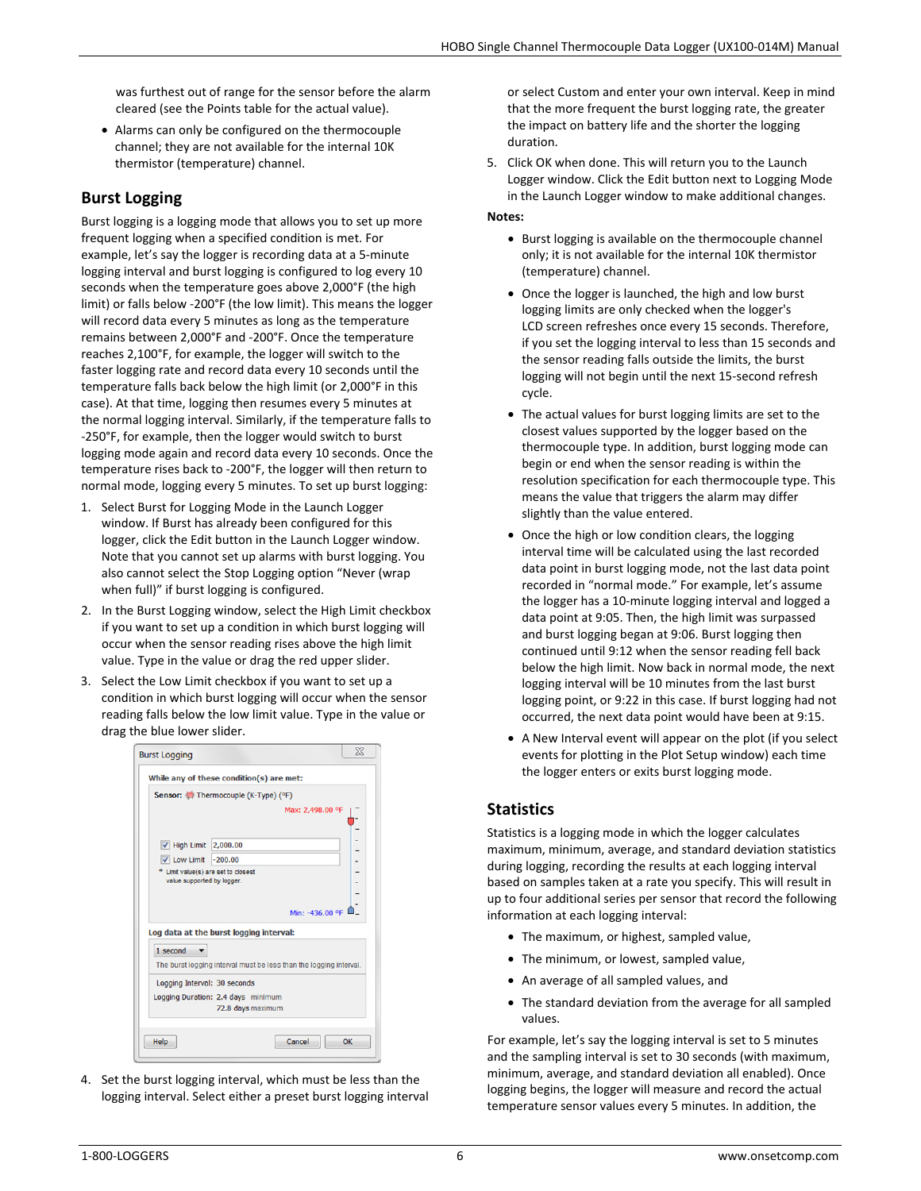was furthest out of range for the sensor before the alarm cleared (see the Points table for the actual value).

- Alarms can only be configured on the thermocouple channel; they are not available for the internal 10K thermistor (temperature) channel.

## Burst Logging

Burst logging is a logging mode that allows you to set up more frequent logging when a specified condition is met. For example, let's say the logger is recording data at a 5-minute logging interval and burst logging is configured to log every 10 seconds when the temperature goes above 2,000°F (the high limit) or falls below -200°F (the low limit). This means the logger will record data every 5 minutes as long as the temperature remains between 2,000°F and -200°F. Once the temperature reaches 2,100°F, for example, the logger will switch to the faster logging rate and record data every 10 seconds until the temperature falls back below the high limit (or 2,000°F in this case). At that time, logging then resumes every 5 minutes at the normal logging interval. Similarly, if the temperature falls to -250°F, for example, then the logger would switch to burst logging mode again and record data every 10 seconds. Once the temperature rises back to -200°F, the logger will then return to normal mode, logging every 5 minutes. To set up burst logging:

1. Select Burst for Logging Mode in the Launch Logger window. If Burst has already been configured for this logger, click the Edit button in the Launch Logger window. Note that you cannot set up alarms with burst logging. You also cannot select the Stop Logging option "Never (wrap when full)" if burst logging is configured.
2. In the Burst Logging window, select the High Limit checkbox if you want to set up a condition in which burst logging will occur when the sensor reading rises above the high limit value. Type in the value or drag the red upper slider.
3. Select the Low Limit checkbox if you want to set up a condition in which burst logging will occur when the sensor reading falls below the low limit value. Type in the value or drag the blue lower slider.

Burst Logging

While any of these condition(s) are met:

Sensor: Thermocouple (K-Type) (°F)

Max: 2,498.00 °F

High Limit 2,000.00

Low Limit -200.00

* Limit value(s) are set to closest value supported by logger.

Min: -436.00 °F

Log data at the burst logging interval:

1 second

The burst logging interval must be less than the logging interval.

Logging Interval: 30 seconds

Logging Duration: 2.4 days minimum

72.8 days maximum

Help Cancel OK

4. Set the burst logging interval, which must be less than the logging interval. Select either a preset burst logging interval or select Custom and enter your own interval. Keep in mind that the more frequent the burst logging rate, the greater the impact on battery life and the shorter the logging duration.
5. Click OK when done. This will return you to the Launch Logger window. Click the Edit button next to Logging Mode in the Launch Logger window to make additional changes.

**Notes:**

- Burst logging is available on the thermocouple channel only; it is not available for the internal 10K thermistor (temperature) channel.
- Once the logger is launched, the high and low burst logging limits are only checked when the logger's LCD screen refreshes once every 15 seconds. Therefore, if you set the logging interval to less than 15 seconds and the sensor reading falls outside the limits, the burst logging will not begin until the next 15-second refresh cycle.
- The actual values for burst logging limits are set to the closest values supported by the logger based on the thermocouple type. In addition, burst logging mode can begin or end when the sensor reading is within the resolution specification for each thermocouple type. This means the value that triggers the alarm may differ slightly than the value entered.
- Once the high or low condition clears, the logging interval time will be calculated using the last recorded data point in burst logging mode, not the last data point recorded in "normal mode." For example, let's assume the logger has a 10-minute logging interval and logged a data point at 9:05. Then, the high limit was surpassed and burst logging began at 9:06. Burst logging then continued until 9:12 when the sensor reading fell back below the high limit. Now back in normal mode, the next logging interval will be 10 minutes from the last burst logging point, or 9:22 in this case. If burst logging had not occurred, the next data point would have been at 9:15.
- A New Interval event will appear on the plot (if you select events for plotting in the Plot Setup window) each time the logger enters or exits burst logging mode.

## Statistics

Statistics is a logging mode in which the logger calculates maximum, minimum, average, and standard deviation statistics during logging, recording the results at each logging interval based on samples taken at a rate you specify. This will result in up to four additional series per sensor that record the following information at each logging interval:

- The maximum, or highest, sampled value,
- The minimum, or lowest, sampled value,
- An average of all sampled values, and
- The standard deviation from the average for all sampled values.

For example, let's say the logging interval is set to 5 minutes and the sampling interval is set to 30 seconds (with maximum, minimum, average, and standard deviation all enabled). Once logging begins, the logger will measure and record the actual temperature sensor values every 5 minutes. In addition, the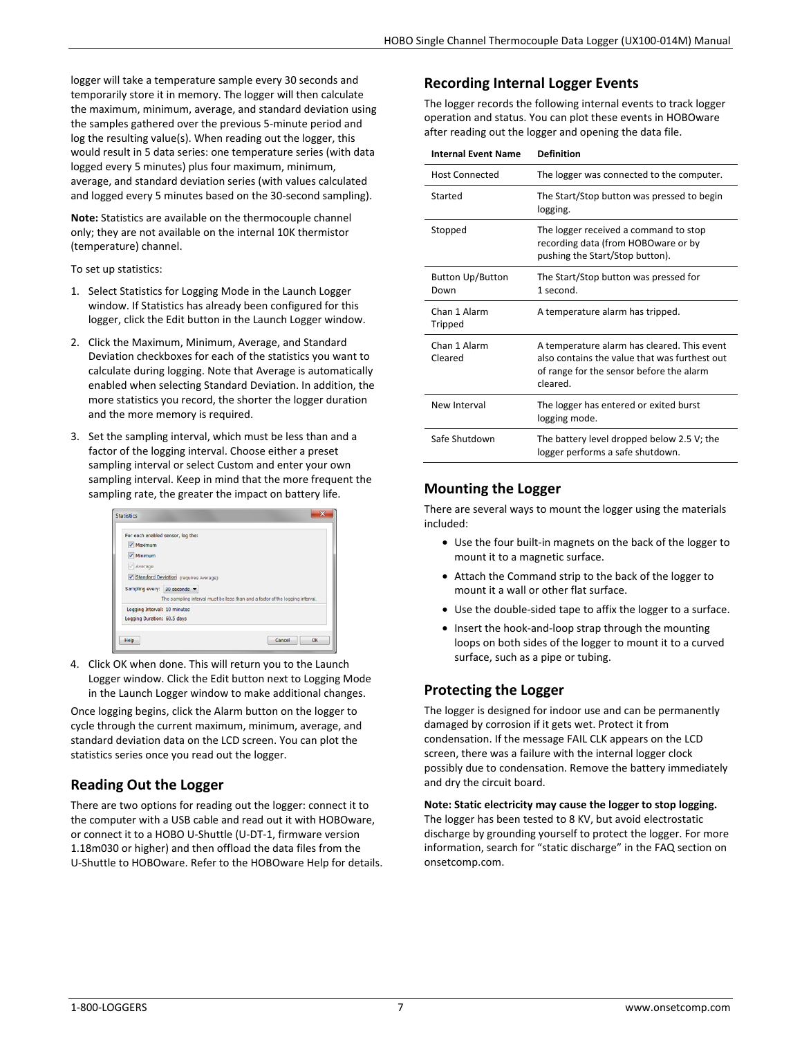logger will take a temperature sample every 30 seconds and temporarily store it in memory. The logger will then calculate the maximum, minimum, average, and standard deviation using the samples gathered over the previous 5-minute period and log the resulting value(s). When reading out the logger, this would result in 5 data series: one temperature series (with data logged every 5 minutes) plus four maximum, minimum, average, and standard deviation series (with values calculated and logged every 5 minutes based on the 30-second sampling).

**Note:** Statistics are available on the thermocouple channel only; they are not available on the internal 10K thermistor (temperature) channel.

To set up statistics:

1. Select Statistics for Logging Mode in the Launch Logger window. If Statistics has already been configured for this logger, click the Edit button in the Launch Logger window.
2. Click the Maximum, Minimum, Average, and Standard Deviation checkboxes for each of the statistics you want to calculate during logging. Note that Average is automatically enabled when selecting Standard Deviation. In addition, the more statistics you record, the shorter the logger duration and the more memory is required.
3. Set the sampling interval, which must be less than and a factor of the logging interval. Choose either a preset sampling interval or select Custom and enter your own sampling interval. Keep in mind that the more frequent the sampling rate, the greater the impact on battery life.

Statistics

For each enabled sensor, log the:
Maximum
Minimum
Average
Standard Deviation (requires Average)
Sampling every: 30 seconds
The sampling interval must be less than and a factor of the logging interval.
Logging Interval: 10 minutes
Logging Duration: 60.5 days
Help Cancel OK

4. Click OK when done. This will return you to the Launch Logger window. Click the Edit button next to Logging Mode in the Launch Logger window to make additional changes.

Once logging begins, click the Alarm button on the logger to cycle through the current maximum, minimum, average, and standard deviation data on the LCD screen. You can plot the statistics series once you read out the logger.

## Reading Out the Logger

There are two options for reading out the logger: connect it to the computer with a USB cable and read out it with HOBOware, or connect it to a HOBO U-Shuttle (U-DT-1, firmware version 1.18m030 or higher) and then offload the data files from the U-Shuttle to HOBOware. Refer to the HOBOware Help for details.

## Recording Internal Logger Events

The logger records the following internal events to track logger operation and status. You can plot these events in HOBOware after reading out the logger and opening the data file.

| Internal Event Name | Definition |
|---|---|
| Host Connected | The logger was connected to the computer. |
| Started | The Start/Stop button was pressed to begin logging. |
| Stopped | The logger received a command to stop recording data (from HOBOware or by pushing the Start/Stop button). |
| Button Up/Button Down | The Start/Stop button was pressed for 1 second. |
| Chan 1 Alarm Tripped | A temperature alarm has tripped. |
| Chan 1 Alarm Cleared | A temperature alarm has cleared. This event also contains the value that was furthest out of range for the sensor before the alarm cleared. |
| New Interval | The logger has entered or exited burst logging mode. |
| Safe Shutdown | The battery level dropped below 2.5 V; the logger performs a safe shutdown. |

## Mounting the Logger

There are several ways to mount the logger using the materials included:

- Use the four built-in magnets on the back of the logger to mount it to a magnetic surface.
- Attach the Command strip to the back of the logger to mount it a wall or other flat surface.
- Use the double-sided tape to affix the logger to a surface.
- Insert the hook-and-loop strap through the mounting loops on both sides of the logger to mount it to a curved surface, such as a pipe or tubing.

## Protecting the Logger

The logger is designed for indoor use and can be permanently damaged by corrosion if it gets wet. Protect it from condensation. If the message FAIL CLK appears on the LCD screen, there was a failure with the internal logger clock possibly due to condensation. Remove the battery immediately and dry the circuit board.

**Note: Static electricity may cause the logger to stop logging.** The logger has been tested to 8 KV, but avoid electrostatic discharge by grounding yourself to protect the logger. For more information, search for "static discharge" in the FAQ section on onsetcomp.com.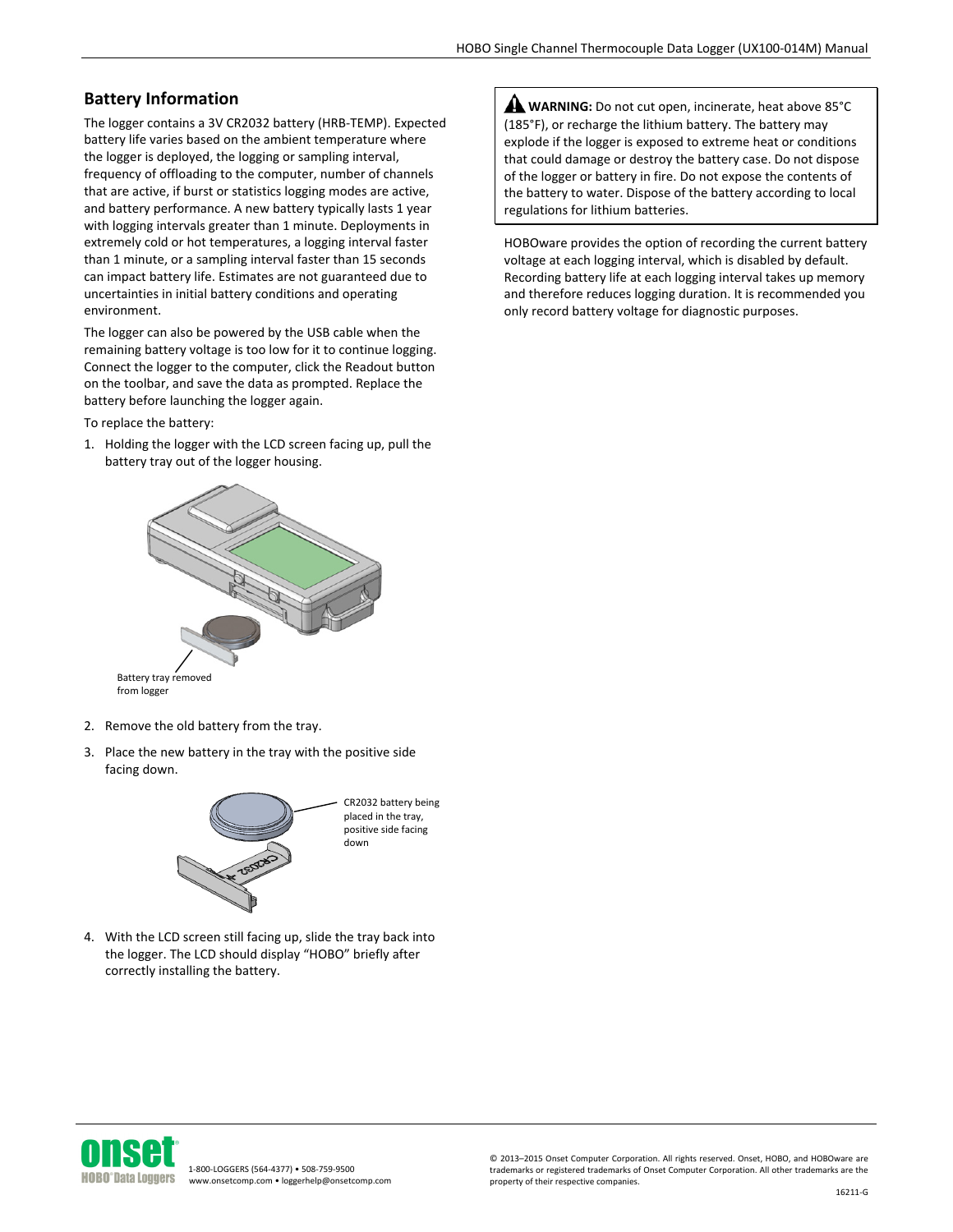## Battery Information

The logger contains a 3V CR2032 battery (HRB-TEMP). Expected battery life varies based on the ambient temperature where the logger is deployed, the logging or sampling interval, frequency of offloading to the computer, number of channels that are active, if burst or statistics logging modes are active, and battery performance. A new battery typically lasts 1 year with logging intervals greater than 1 minute. Deployments in extremely cold or hot temperatures, a logging interval faster than 1 minute, or a sampling interval faster than 15 seconds can impact battery life. Estimates are not guaranteed due to uncertainties in initial battery conditions and operating environment.

The logger can also be powered by the USB cable when the remaining battery voltage is too low for it to continue logging. Connect the logger to the computer, click the Readout button on the toolbar, and save the data as prompted. Replace the battery before launching the logger again.

To replace the battery:

1. Holding the logger with the LCD screen facing up, pull the battery tray out of the logger housing.

Battery tray removed from logger

2. Remove the old battery from the tray.
3. Place the new battery in the tray with the positive side facing down.

CR2032 battery being placed in the tray, positive side facing down

4. With the LCD screen still facing up, slide the tray back into the logger. The LCD should display “HOBO” briefly after correctly installing the battery.

**WARNING:** Do not cut open, incinerate, heat above 85°C (185°F), or recharge the lithium battery. The battery may explode if the logger is exposed to extreme heat or conditions that could damage or destroy the battery case. Do not dispose of the logger or battery in fire. Do not expose the contents of the battery to water. Dispose of the battery according to local regulations for lithium batteries.

HOBOware provides the option of recording the current battery voltage at each logging interval, which is disabled by default. Recording battery life at each logging interval takes up memory and therefore reduces logging duration. It is recommended you only record battery voltage for diagnostic purposes.

1-800-LOGGERS (564-4377) • 508-759-9500
www.onsetcomp.com • loggerhelp@onsetcomp.com

© 2013–2015 Onset Computer Corporation. All rights reserved. Onset, HOBO, and HOBOware are trademarks or registered trademarks of Onset Computer Corporation. All other trademarks are the property of their respective companies.

16211-G